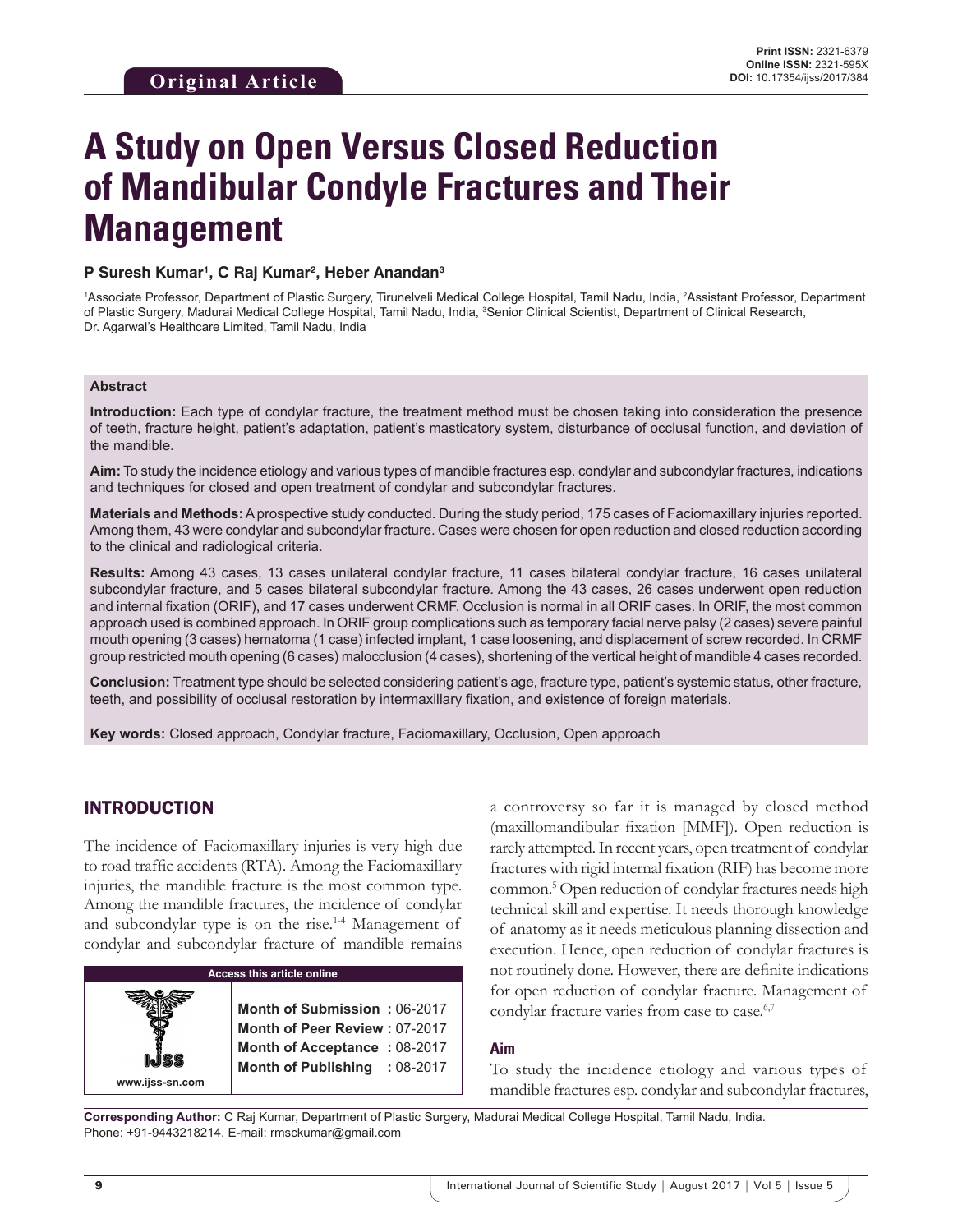## Original Article

**Print ISSN:** 2321-6379
**Online ISSN:** 2321-595X
**DOI:** 10.17354/ijss/2017/384

# A Study on Open Versus Closed Reduction of Mandibular Condyle Fractures and Their Management

**P Suresh Kumar[1], C Raj Kumar[2], Heber Anandan[3]**

[1]Associate Professor, Department of Plastic Surgery, Tirunelveli Medical College Hospital, Tamil Nadu, India, [2]Assistant Professor, Department of Plastic Surgery, Madurai Medical College Hospital, Tamil Nadu, India, [3]Senior Clinical Scientist, Department of Clinical Research, Dr. Agarwal's Healthcare Limited, Tamil Nadu, India

### Abstract

**Introduction:** Each type of condylar fracture, the treatment method must be chosen taking into consideration the presence of teeth, fracture height, patient's adaptation, patient's masticatory system, disturbance of occlusal function, and deviation of the mandible.

**Aim:** To study the incidence etiology and various types of mandible fractures esp. condylar and subcondylar fractures, indications and techniques for closed and open treatment of condylar and subcondylar fractures.

**Materials and Methods:** A prospective study conducted. During the study period, 175 cases of Faciomaxillary injuries reported. Among them, 43 were condylar and subcondylar fracture. Cases were chosen for open reduction and closed reduction according to the clinical and radiological criteria.

**Results:** Among 43 cases, 13 cases unilateral condylar fracture, 11 cases bilateral condylar fracture, 16 cases unilateral subcondylar fracture, and 5 cases bilateral subcondylar fracture. Among the 43 cases, 26 cases underwent open reduction and internal fixation (ORIF), and 17 cases underwent CRMF. Occlusion is normal in all ORIF cases. In ORIF, the most common approach used is combined approach. In ORIF group complications such as temporary facial nerve palsy (2 cases) severe painful mouth opening (3 cases) hematoma (1 case) infected implant, 1 case loosening, and displacement of screw recorded. In CRMF group restricted mouth opening (6 cases) malocclusion (4 cases), shortening of the vertical height of mandible 4 cases recorded.

**Conclusion:** Treatment type should be selected considering patient's age, fracture type, patient's systemic status, other fracture, teeth, and possibility of occlusal restoration by intermaxillary fixation, and existence of foreign materials.

**Key words:** Closed approach, Condylar fracture, Faciomaxillary, Occlusion, Open approach

## INTRODUCTION

The incidence of Faciomaxillary injuries is very high due to road traffic accidents (RTA). Among the Faciomaxillary injuries, the mandible fracture is the most common type. Among the mandible fractures, the incidence of condylar and subcondylar type is on the rise.[1-4] Management of condylar and subcondylar fracture of mandible remains a controversy so far it is managed by closed method (maxillomandibular fixation [MMF]). Open reduction is rarely attempted. In recent years, open treatment of condylar fractures with rigid internal fixation (RIF) has become more common.[5] Open reduction of condylar fractures needs high technical skill and expertise. It needs thorough knowledge of anatomy as it needs meticulous planning dissection and execution. Hence, open reduction of condylar fractures is not routinely done. However, there are definite indications for open reduction of condylar fracture. Management of condylar fracture varies from case to case.[6,7]

| Access this article online | |
|---|---|
| www.ijss-sn.com | **Month of Submission :** 06-2017<br>**Month of Peer Review :** 07-2017<br>**Month of Acceptance :** 08-2017<br>**Month of Publishing :** 08-2017 |

### Aim

To study the incidence etiology and various types of mandible fractures esp. condylar and subcondylar fractures,

**Corresponding Author:** C Raj Kumar, Department of Plastic Surgery, Madurai Medical College Hospital, Tamil Nadu, India. Phone: +91-9443218214. E-mail: rmsckumar@gmail.com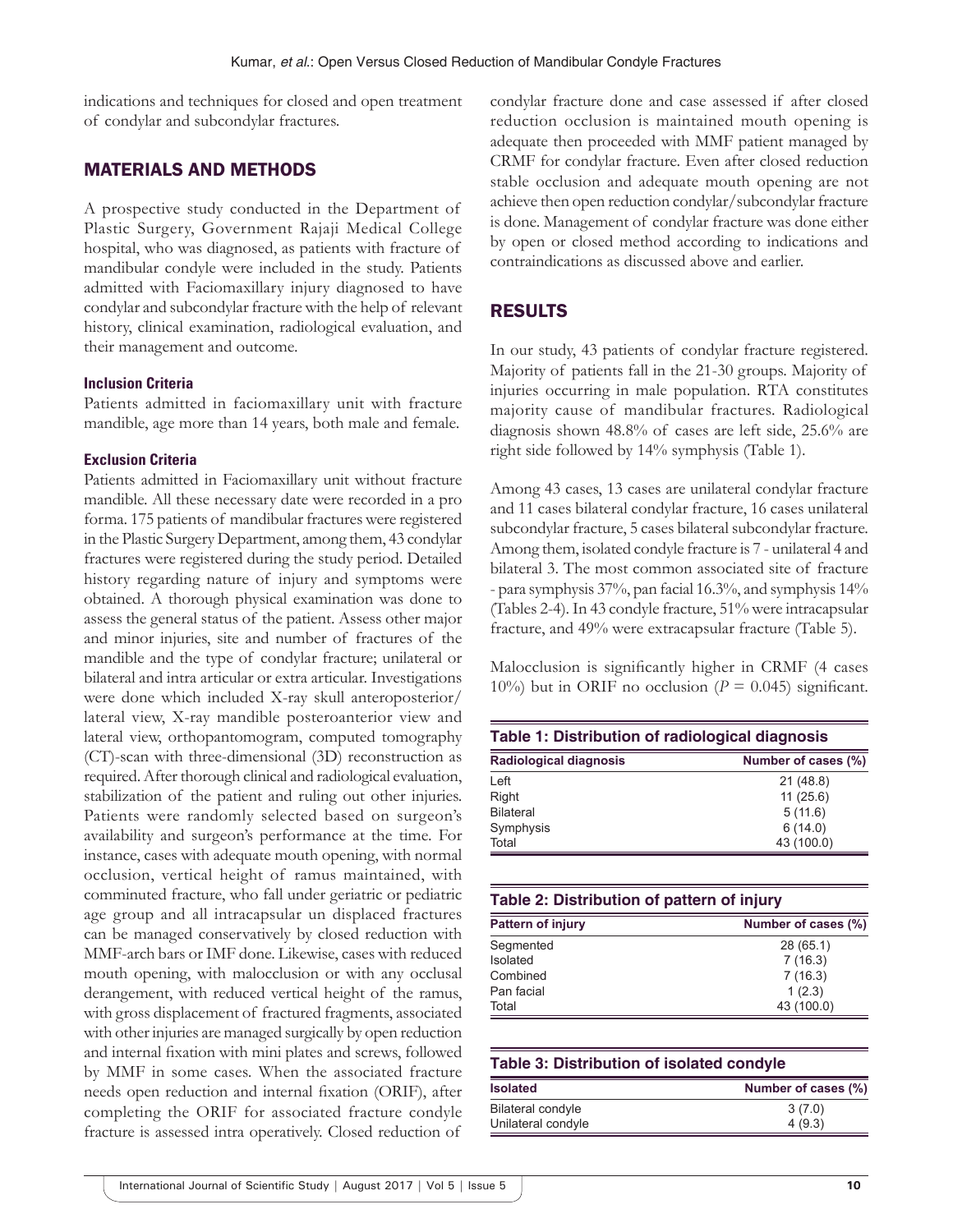indications and techniques for closed and open treatment of condylar and subcondylar fractures.

## MATERIALS AND METHODS

A prospective study conducted in the Department of Plastic Surgery, Government Rajaji Medical College hospital, who was diagnosed, as patients with fracture of mandibular condyle were included in the study. Patients admitted with Faciomaxillary injury diagnosed to have condylar and subcondylar fracture with the help of relevant history, clinical examination, radiological evaluation, and their management and outcome.

### Inclusion Criteria

Patients admitted in faciomaxillary unit with fracture mandible, age more than 14 years, both male and female.

### Exclusion Criteria

Patients admitted in Faciomaxillary unit without fracture mandible. All these necessary date were recorded in a pro forma. 175 patients of mandibular fractures were registered in the Plastic Surgery Department, among them, 43 condylar fractures were registered during the study period. Detailed history regarding nature of injury and symptoms were obtained. A thorough physical examination was done to assess the general status of the patient. Assess other major and minor injuries, site and number of fractures of the mandible and the type of condylar fracture; unilateral or bilateral and intra articular or extra articular. Investigations were done which included X-ray skull anteroposterior/lateral view, X-ray mandible posteroanterior view and lateral view, orthopantomogram, computed tomography (CT)-scan with three-dimensional (3D) reconstruction as required. After thorough clinical and radiological evaluation, stabilization of the patient and ruling out other injuries. Patients were randomly selected based on surgeon's availability and surgeon's performance at the time. For instance, cases with adequate mouth opening, with normal occlusion, vertical height of ramus maintained, with comminuted fracture, who fall under geriatric or pediatric age group and all intracapsular un displaced fractures can be managed conservatively by closed reduction with MMF-arch bars or IMF done. Likewise, cases with reduced mouth opening, with malocclusion or with any occlusal derangement, with reduced vertical height of the ramus, with gross displacement of fractured fragments, associated with other injuries are managed surgically by open reduction and internal fixation with mini plates and screws, followed by MMF in some cases. When the associated fracture needs open reduction and internal fixation (ORIF), after completing the ORIF for associated fracture condyle fracture is assessed intra operatively. Closed reduction of condylar fracture done and case assessed if after closed reduction occlusion is maintained mouth opening is adequate then proceeded with MMF patient managed by CRMF for condylar fracture. Even after closed reduction stable occlusion and adequate mouth opening are not achieve then open reduction condylar/subcondylar fracture is done. Management of condylar fracture was done either by open or closed method according to indications and contraindications as discussed above and earlier.

## RESULTS

In our study, 43 patients of condylar fracture registered. Majority of patients fall in the 21-30 groups. Majority of injuries occurring in male population. RTA constitutes majority cause of mandibular fractures. Radiological diagnosis shown 48.8% of cases are left side, 25.6% are right side followed by 14% symphysis (Table 1).

Among 43 cases, 13 cases are unilateral condylar fracture and 11 cases bilateral condylar fracture, 16 cases unilateral subcondylar fracture, 5 cases bilateral subcondylar fracture. Among them, isolated condyle fracture is 7 - unilateral 4 and bilateral 3. The most common associated site of fracture - para symphysis 37%, pan facial 16.3%, and symphysis 14% (Tables 2-4). In 43 condyle fracture, 51% were intracapsular fracture, and 49% were extracapsular fracture (Table 5).

Malocclusion is significantly higher in CRMF (4 cases 10%) but in ORIF no occlusion ($P = 0.045$) significant.

**Table 1: Distribution of radiological diagnosis**

| Radiological diagnosis | Number of cases (%) |
|---|---|
| Left | 21 (48.8) |
| Right | 11 (25.6) |
| Bilateral | 5 (11.6) |
| Symphysis | 6 (14.0) |
| Total | 43 (100.0) |

**Table 2: Distribution of pattern of injury**

| Pattern of injury | Number of cases (%) |
|---|---|
| Segmented | 28 (65.1) |
| Isolated | 7 (16.3) |
| Combined | 7 (16.3) |
| Pan facial | 1 (2.3) |
| Total | 43 (100.0) |

**Table 3: Distribution of isolated condyle**

| Isolated | Number of cases (%) |
|---|---|
| Bilateral condyle | 3 (7.0) |
| Unilateral condyle | 4 (9.3) |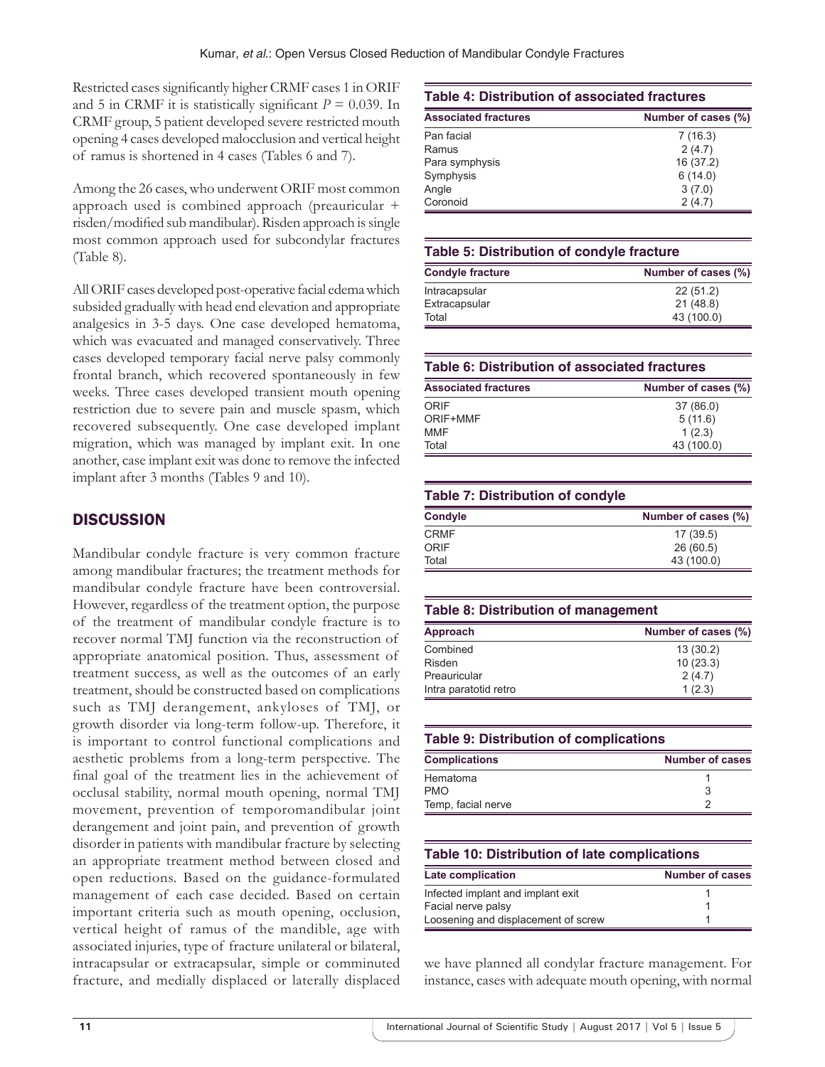Restricted cases significantly higher CRMF cases 1 in ORIF and 5 in CRMF it is statistically significant $P = 0.039$. In CRMF group, 5 patient developed severe restricted mouth opening 4 cases developed malocclusion and vertical height of ramus is shortened in 4 cases (Tables 6 and 7).

Among the 26 cases, who underwent ORIF most common approach used is combined approach (preauricular + risden/modified sub mandibular). Risden approach is single most common approach used for subcondylar fractures (Table 8).

All ORIF cases developed post-operative facial edema which subsided gradually with head end elevation and appropriate analgesics in 3-5 days. One case developed hematoma, which was evacuated and managed conservatively. Three cases developed temporary facial nerve palsy commonly frontal branch, which recovered spontaneously in few weeks. Three cases developed transient mouth opening restriction due to severe pain and muscle spasm, which recovered subsequently. One case developed implant migration, which was managed by implant exit. In one another, case implant exit was done to remove the infected implant after 3 months (Tables 9 and 10).

## DISCUSSION

Mandibular condyle fracture is very common fracture among mandibular fractures; the treatment methods for mandibular condyle fracture have been controversial. However, regardless of the treatment option, the purpose of the treatment of mandibular condyle fracture is to recover normal TMJ function via the reconstruction of appropriate anatomical position. Thus, assessment of treatment success, as well as the outcomes of an early treatment, should be constructed based on complications such as TMJ derangement, ankyloses of TMJ, or growth disorder via long-term follow-up. Therefore, it is important to control functional complications and aesthetic problems from a long-term perspective. The final goal of the treatment lies in the achievement of occlusal stability, normal mouth opening, normal TMJ movement, prevention of temporomandibular joint derangement and joint pain, and prevention of growth disorder in patients with mandibular fracture by selecting an appropriate treatment method between closed and open reductions. Based on the guidance-formulated management of each case decided. Based on certain important criteria such as mouth opening, occlusion, vertical height of ramus of the mandible, age with associated injuries, type of fracture unilateral or bilateral, intracapsular or extracapsular, simple or comminuted fracture, and medially displaced or laterally displaced we have planned all condylar fracture management. For instance, cases with adequate mouth opening, with normal

**Table 4: Distribution of associated fractures**

| Associated fractures | Number of cases (%) |
|---|---|
| Pan facial | 7 (16.3) |
| Ramus | 2 (4.7) |
| Para symphysis | 16 (37.2) |
| Symphysis | 6 (14.0) |
| Angle | 3 (7.0) |
| Coronoid | 2 (4.7) |

**Table 5: Distribution of condyle fracture**

| Condyle fracture | Number of cases (%) |
|---|---|
| Intracapsular | 22 (51.2) |
| Extracapsular | 21 (48.8) |
| Total | 43 (100.0) |

**Table 6: Distribution of associated fractures**

| Associated fractures | Number of cases (%) |
|---|---|
| ORIF | 37 (86.0) |
| ORIF+MMF | 5 (11.6) |
| MMF | 1 (2.3) |
| Total | 43 (100.0) |

**Table 7: Distribution of condyle**

| Condyle | Number of cases (%) |
|---|---|
| CRMF | 17 (39.5) |
| ORIF | 26 (60.5) |
| Total | 43 (100.0) |

**Table 8: Distribution of management**

| Approach | Number of cases (%) |
|---|---|
| Combined | 13 (30.2) |
| Risden | 10 (23.3) |
| Preauricular | 2 (4.7) |
| Intra paratotid retro | 1 (2.3) |

**Table 9: Distribution of complications**

| Complications | Number of cases |
|---|---|
| Hematoma | 1 |
| PMO | 3 |
| Temp, facial nerve | 2 |

**Table 10: Distribution of late complications**

| Late complication | Number of cases |
|---|---|
| Infected implant and implant exit | 1 |
| Facial nerve palsy | 1 |
| Loosening and displacement of screw | 1 |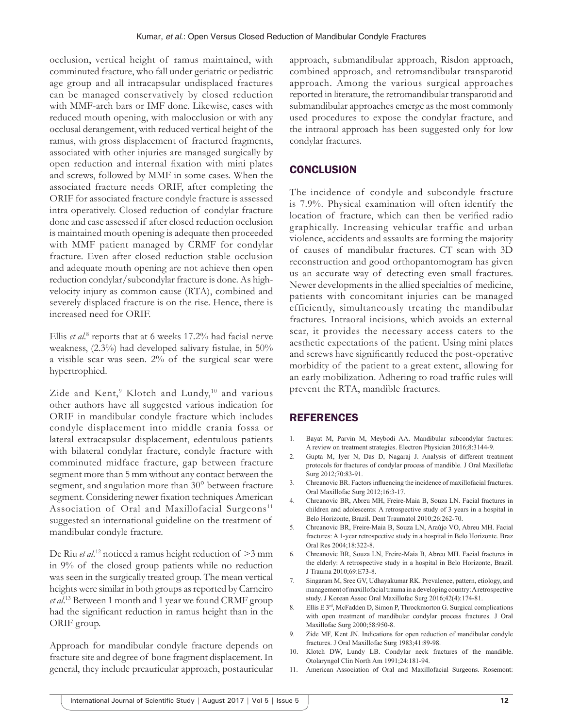occlusion, vertical height of ramus maintained, with comminuted fracture, who fall under geriatric or pediatric age group and all intracapsular undisplaced fractures can be managed conservatively by closed reduction with MMF-arch bars or IMF done. Likewise, cases with reduced mouth opening, with malocclusion or with any occlusal derangement, with reduced vertical height of the ramus, with gross displacement of fractured fragments, associated with other injuries are managed surgically by open reduction and internal fixation with mini plates and screws, followed by MMF in some cases. When the associated fracture needs ORIF, after completing the ORIF for associated fracture condyle fracture is assessed intra operatively. Closed reduction of condylar fracture done and case assessed if after closed reduction occlusion is maintained mouth opening is adequate then proceeded with MMF patient managed by CRMF for condylar fracture. Even after closed reduction stable occlusion and adequate mouth opening are not achieve then open reduction condylar/subcondylar fracture is done. As high-velocity injury as common cause (RTA), combined and severely displaced fracture is on the rise. Hence, there is increased need for ORIF.

Ellis *et al.*[8] reports that at 6 weeks 17.2% had facial nerve weakness, (2.3%) had developed salivary fistulae, in 50% a visible scar was seen. 2% of the surgical scar were hypertrophied.

Zide and Kent,[9] Klotch and Lundy,[10] and various other authors have all suggested various indication for ORIF in mandibular condyle fracture which includes condyle displacement into middle crania fossa or lateral extracapsular displacement, edentulous patients with bilateral condylar fracture, condyle fracture with comminuted midface fracture, gap between fracture segment more than 5 mm without any contact between the segment, and angulation more than 30° between fracture segment. Considering newer fixation techniques American Association of Oral and Maxillofacial Surgeons[11] suggested an international guideline on the treatment of mandibular condyle fracture.

De Riu *et al.*[12] noticed a ramus height reduction of >3 mm in 9% of the closed group patients while no reduction was seen in the surgically treated group. The mean vertical heights were similar in both groups as reported by Carneiro *et al.*[13] Between 1 month and 1 year we found CRMF group had the significant reduction in ramus height than in the ORIF group.

Approach for mandibular condyle fracture depends on fracture site and degree of bone fragment displacement. In general, they include preauricular approach, postauricular approach, submandibular approach, Risdon approach, combined approach, and retromandibular transparotid approach. Among the various surgical approaches reported in literature, the retromandibular transparotid and submandibular approaches emerge as the most commonly used procedures to expose the condylar fracture, and the intraoral approach has been suggested only for low condylar fractures.

## CONCLUSION

The incidence of condyle and subcondyle fracture is 7.9%. Physical examination will often identify the location of fracture, which can then be verified radio graphically. Increasing vehicular traffic and urban violence, accidents and assaults are forming the majority of causes of mandibular fractures. CT scan with 3D reconstruction and good orthopantomogram has given us an accurate way of detecting even small fractures. Newer developments in the allied specialties of medicine, patients with concomitant injuries can be managed efficiently, simultaneously treating the mandibular fractures. Intraoral incisions, which avoids an external scar, it provides the necessary access caters to the aesthetic expectations of the patient. Using mini plates and screws have significantly reduced the post-operative morbidity of the patient to a great extent, allowing for an early mobilization. Adhering to road traffic rules will prevent the RTA, mandible fractures.

## REFERENCES

1. Bayat M, Parvin M, Meybodi AA. Mandibular subcondylar fractures: A review on treatment strategies. Electron Physician 2016;8:3144-9.
2. Gupta M, Iyer N, Das D, Nagaraj J. Analysis of different treatment protocols for fractures of condylar process of mandible. J Oral Maxillofac Surg 2012;70:83-91.
3. Chrcanovic BR. Factors influencing the incidence of maxillofacial fractures. Oral Maxillofac Surg 2012;16:3-17.
4. Chrcanovic BR, Abreu MH, Freire-Maia B, Souza LN. Facial fractures in children and adolescents: A retrospective study of 3 years in a hospital in Belo Horizonte, Brazil. Dent Traumatol 2010;26:262-70.
5. Chrcanovic BR, Freire-Maia B, Souza LN, Araújo VO, Abreu MH. Facial fractures: A 1-year retrospective study in a hospital in Belo Horizonte. Braz Oral Res 2004;18:322-8.
6. Chrcanovic BR, Souza LN, Freire-Maia B, Abreu MH. Facial fractures in the elderly: A retrospective study in a hospital in Belo Horizonte, Brazil. J Trauma 2010;69:E73-8.
7. Singaram M, Sree GV, Udhayakumar RK. Prevalence, pattern, etiology, and management of maxillofacial trauma in a developing country: A retrospective study. J Korean Assoc Oral Maxillofac Surg 2016;42(4):174-81.
8. Ellis E 3rd, McFadden D, Simon P, Throckmorton G. Surgical complications with open treatment of mandibular condylar process fractures. J Oral Maxillofac Surg 2000;58:950-8.
9. Zide MF, Kent JN. Indications for open reduction of mandibular condyle fractures. J Oral Maxillofac Surg 1983;41:89-98.
10. Klotch DW, Lundy LB. Condylar neck fractures of the mandible. Otolaryngol Clin North Am 1991;24:181-94.
11. American Association of Oral and Maxillofacial Surgeons. Rosemont: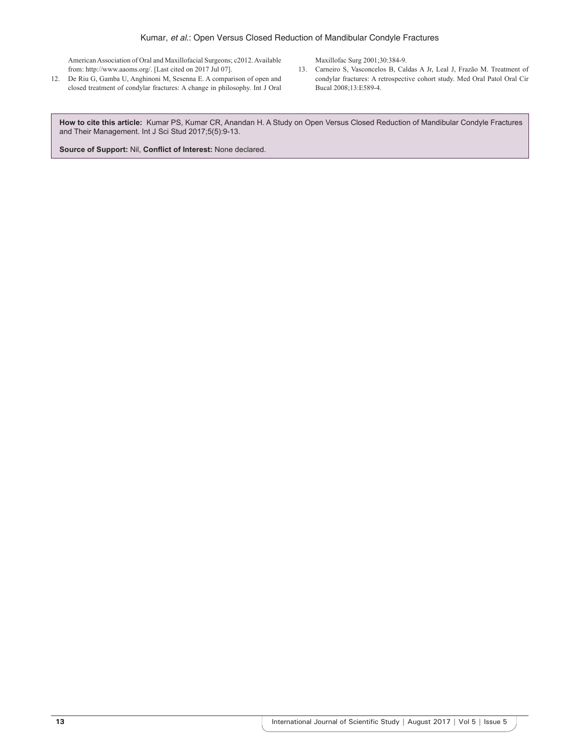American Association of Oral and Maxillofacial Surgeons; c2012. Available from: http://www.aaoms.org/. [Last cited on 2017 Jul 07].

12. De Riu G, Gamba U, Anghinoni M, Sesenna E. A comparison of open and closed treatment of condylar fractures: A change in philosophy. Int J Oral Maxillofac Surg 2001;30:384-9.
13. Carneiro S, Vasconcelos B, Caldas A Jr, Leal J, Frazão M. Treatment of condylar fractures: A retrospective cohort study. Med Oral Patol Oral Cir Bucal 2008;13:E589-4.

**How to cite this article:** Kumar PS, Kumar CR, Anandan H. A Study on Open Versus Closed Reduction of Mandibular Condyle Fractures and Their Management. Int J Sci Stud 2017;5(5):9-13.

**Source of Support:** Nil, **Conflict of Interest:** None declared.